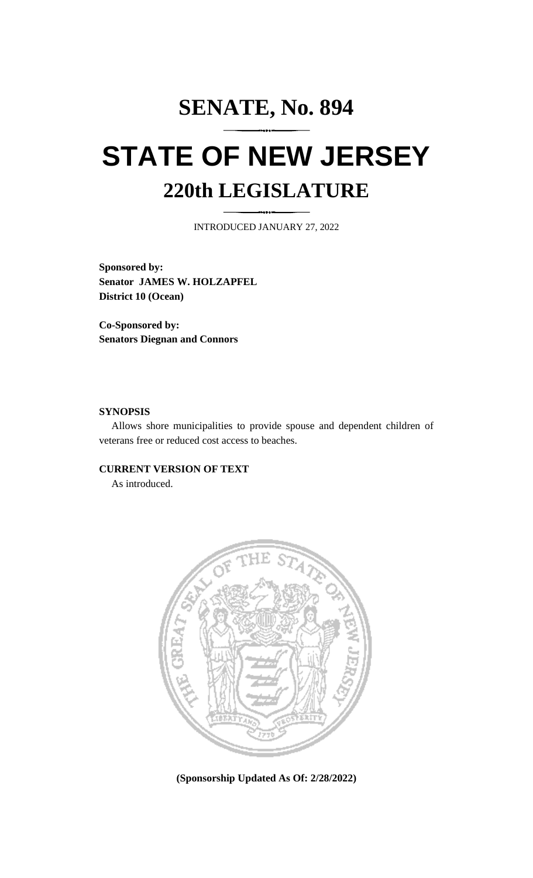# SENATE, No. 894

# STATE OF NEW JERSEY

## 220th LEGISLATURE

INTRODUCED JANUARY 27, 2022

**Sponsored by:**
**Senator JAMES W. HOLZAPFEL**
**District 10 (Ocean)**

**Co-Sponsored by:**
**Senators Diegnan and Connors**

**SYNOPSIS**

Allows shore municipalities to provide spouse and dependent children of veterans free or reduced cost access to beaches.

**CURRENT VERSION OF TEXT**

As introduced.

**(Sponsorship Updated As Of: 2/28/2022)**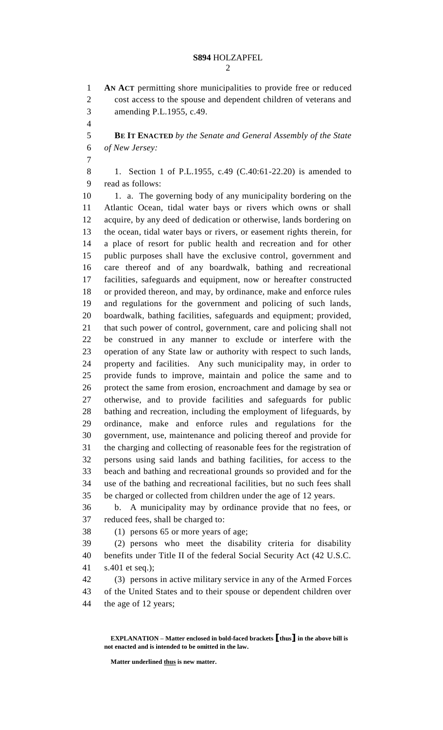**AN ACT** permitting shore municipalities to provide free or reduced cost access to the spouse and dependent children of veterans and amending P.L.1955, c.49.

**BE IT ENACTED** *by the Senate and General Assembly of the State of New Jersey:*

1. Section 1 of P.L.1955, c.49 (C.40:61-22.20) is amended to read as follows:

1. a. The governing body of any municipality bordering on the Atlantic Ocean, tidal water bays or rivers which owns or shall acquire, by any deed of dedication or otherwise, lands bordering on the ocean, tidal water bays or rivers, or easement rights therein, for a place of resort for public health and recreation and for other public purposes shall have the exclusive control, government and care thereof and of any boardwalk, bathing and recreational facilities, safeguards and equipment, now or hereafter constructed or provided thereon, and may, by ordinance, make and enforce rules and regulations for the government and policing of such lands, boardwalk, bathing facilities, safeguards and equipment; provided, that such power of control, government, care and policing shall not be construed in any manner to exclude or interfere with the operation of any State law or authority with respect to such lands, property and facilities. Any such municipality may, in order to provide funds to improve, maintain and police the same and to protect the same from erosion, encroachment and damage by sea or otherwise, and to provide facilities and safeguards for public bathing and recreation, including the employment of lifeguards, by ordinance, make and enforce rules and regulations for the government, use, maintenance and policing thereof and provide for the charging and collecting of reasonable fees for the registration of persons using said lands and bathing facilities, for access to the beach and bathing and recreational grounds so provided and for the use of the bathing and recreational facilities, but no such fees shall be charged or collected from children under the age of 12 years.

b. A municipality may by ordinance provide that no fees, or reduced fees, shall be charged to:

(1) persons 65 or more years of age;

(2) persons who meet the disability criteria for disability benefits under Title II of the federal Social Security Act (42 U.S.C. s.401 et seq.);

(3) persons in active military service in any of the Armed Forces of the United States and to their spouse or dependent children over the age of 12 years;

**EXPLANATION – Matter enclosed in bold-faced brackets [thus] in the above bill is not enacted and is intended to be omitted in the law.**

**Matter underlined thus is new matter.**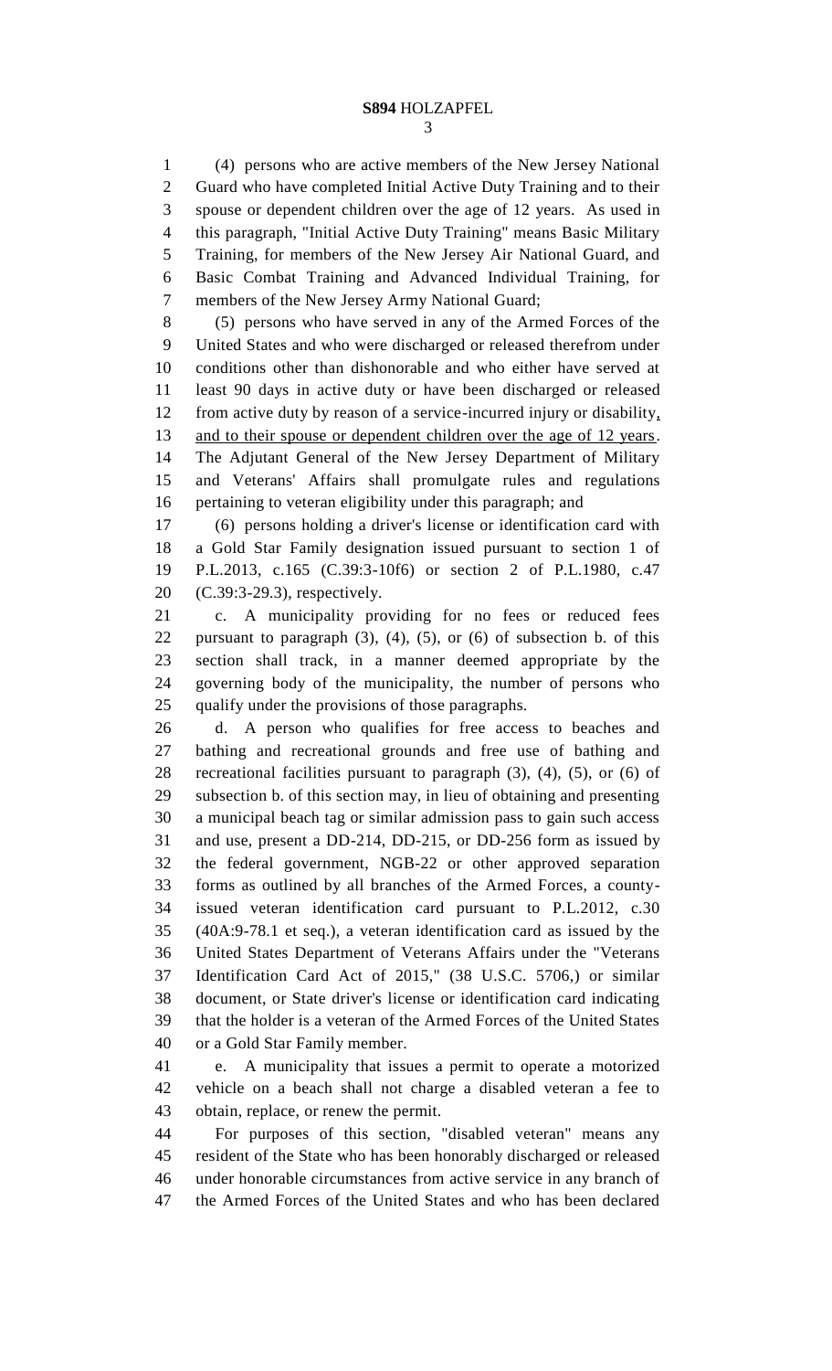(4) persons who are active members of the New Jersey National Guard who have completed Initial Active Duty Training and to their spouse or dependent children over the age of 12 years. As used in this paragraph, "Initial Active Duty Training" means Basic Military Training, for members of the New Jersey Air National Guard, and Basic Combat Training and Advanced Individual Training, for members of the New Jersey Army National Guard;

(5) persons who have served in any of the Armed Forces of the United States and who were discharged or released therefrom under conditions other than dishonorable and who either have served at least 90 days in active duty or have been discharged or released from active duty by reason of a service-incurred injury or disability, and to their spouse or dependent children over the age of 12 years. The Adjutant General of the New Jersey Department of Military and Veterans' Affairs shall promulgate rules and regulations pertaining to veteran eligibility under this paragraph; and

(6) persons holding a driver's license or identification card with a Gold Star Family designation issued pursuant to section 1 of P.L.2013, c.165 (C.39:3-10f6) or section 2 of P.L.1980, c.47 (C.39:3-29.3), respectively.

c. A municipality providing for no fees or reduced fees pursuant to paragraph (3), (4), (5), or (6) of subsection b. of this section shall track, in a manner deemed appropriate by the governing body of the municipality, the number of persons who qualify under the provisions of those paragraphs.

d. A person who qualifies for free access to beaches and bathing and recreational grounds and free use of bathing and recreational facilities pursuant to paragraph (3), (4), (5), or (6) of subsection b. of this section may, in lieu of obtaining and presenting a municipal beach tag or similar admission pass to gain such access and use, present a DD-214, DD-215, or DD-256 form as issued by the federal government, NGB-22 or other approved separation forms as outlined by all branches of the Armed Forces, a county-issued veteran identification card pursuant to P.L.2012, c.30 (40A:9-78.1 et seq.), a veteran identification card as issued by the United States Department of Veterans Affairs under the "Veterans Identification Card Act of 2015," (38 U.S.C. 5706,) or similar document, or State driver's license or identification card indicating that the holder is a veteran of the Armed Forces of the United States or a Gold Star Family member.

e. A municipality that issues a permit to operate a motorized vehicle on a beach shall not charge a disabled veteran a fee to obtain, replace, or renew the permit.

For purposes of this section, "disabled veteran" means any resident of the State who has been honorably discharged or released under honorable circumstances from active service in any branch of the Armed Forces of the United States and who has been declared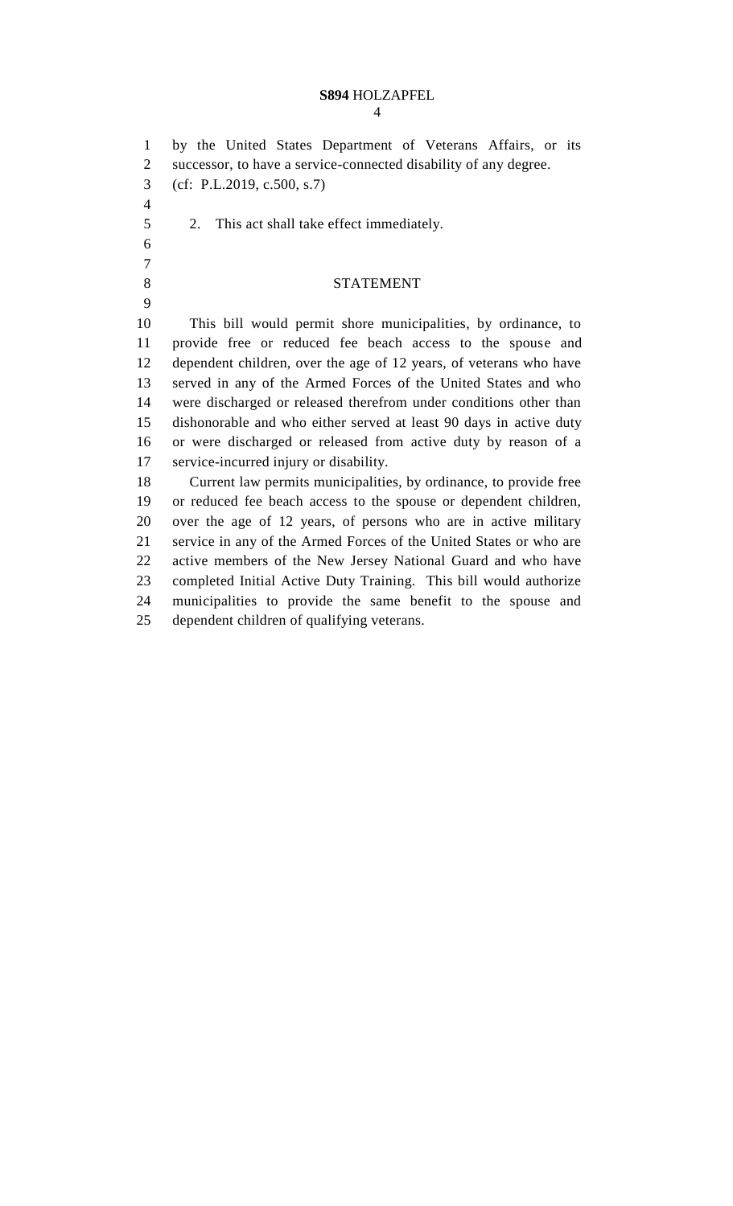by the United States Department of Veterans Affairs, or its successor, to have a service-connected disability of any degree.
(cf: P.L.2019, c.500, s.7)

2. This act shall take effect immediately.

## STATEMENT

This bill would permit shore municipalities, by ordinance, to provide free or reduced fee beach access to the spouse and dependent children, over the age of 12 years, of veterans who have served in any of the Armed Forces of the United States and who were discharged or released therefrom under conditions other than dishonorable and who either served at least 90 days in active duty or were discharged or released from active duty by reason of a service-incurred injury or disability.

Current law permits municipalities, by ordinance, to provide free or reduced fee beach access to the spouse or dependent children, over the age of 12 years, of persons who are in active military service in any of the Armed Forces of the United States or who are active members of the New Jersey National Guard and who have completed Initial Active Duty Training. This bill would authorize municipalities to provide the same benefit to the spouse and dependent children of qualifying veterans.